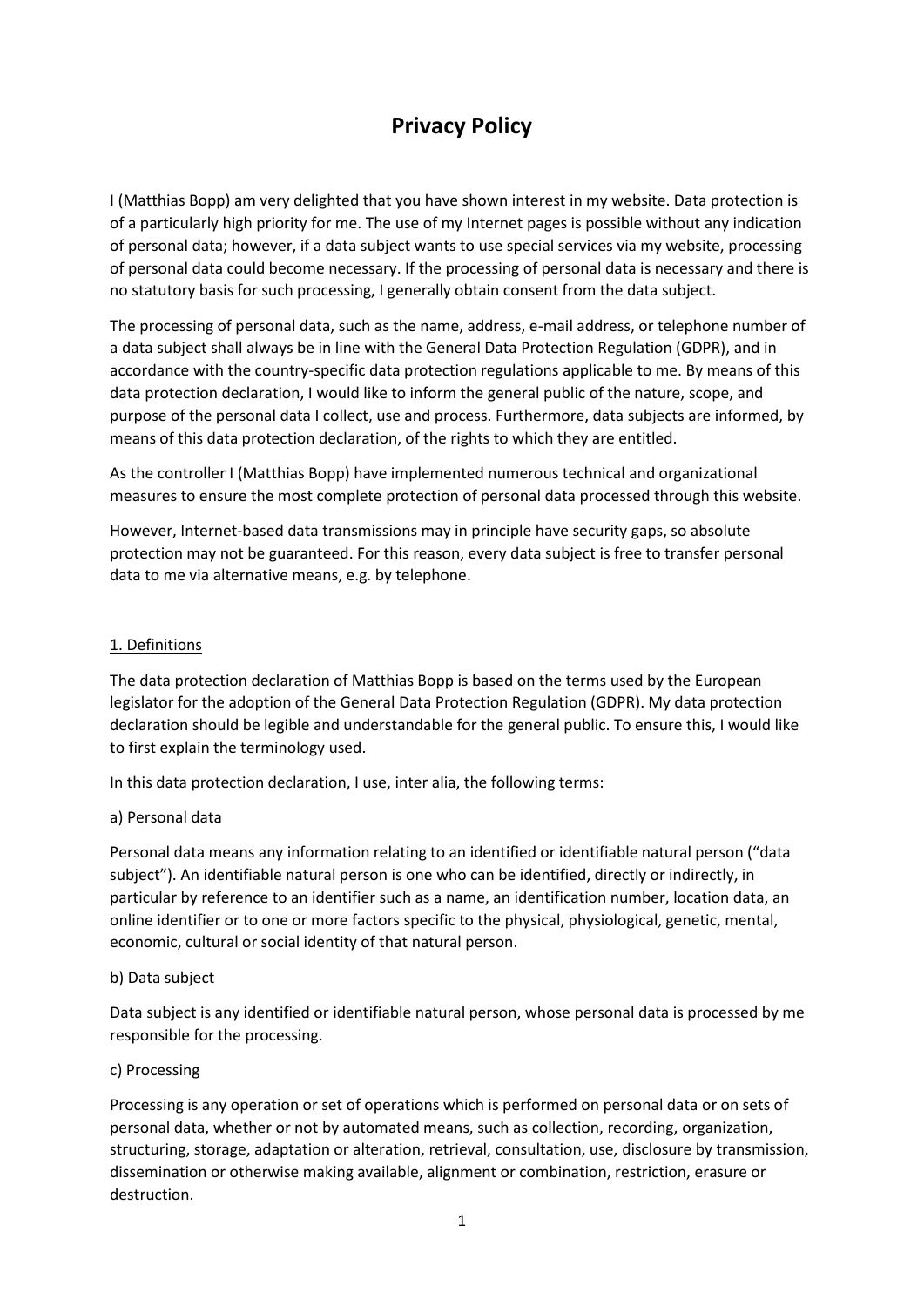# Privacy Policy

I (Matthias Bopp) am very delighted that you have shown interest in my website. Data protection is of a particularly high priority for me. The use of my Internet pages is possible without any indication of personal data; however, if a data subject wants to use special services via my website, processing of personal data could become necessary. If the processing of personal data is necessary and there is no statutory basis for such processing, I generally obtain consent from the data subject.

The processing of personal data, such as the name, address, e-mail address, or telephone number of a data subject shall always be in line with the General Data Protection Regulation (GDPR), and in accordance with the country-specific data protection regulations applicable to me. By means of this data protection declaration, I would like to inform the general public of the nature, scope, and purpose of the personal data I collect, use and process. Furthermore, data subjects are informed, by means of this data protection declaration, of the rights to which they are entitled.

As the controller I (Matthias Bopp) have implemented numerous technical and organizational measures to ensure the most complete protection of personal data processed through this website.

However, Internet-based data transmissions may in principle have security gaps, so absolute protection may not be guaranteed. For this reason, every data subject is free to transfer personal data to me via alternative means, e.g. by telephone.

## 1. Definitions

The data protection declaration of Matthias Bopp is based on the terms used by the European legislator for the adoption of the General Data Protection Regulation (GDPR). My data protection declaration should be legible and understandable for the general public. To ensure this, I would like to first explain the terminology used.

In this data protection declaration, I use, inter alia, the following terms:

a) Personal data

Personal data means any information relating to an identified or identifiable natural person ("data subject"). An identifiable natural person is one who can be identified, directly or indirectly, in particular by reference to an identifier such as a name, an identification number, location data, an online identifier or to one or more factors specific to the physical, physiological, genetic, mental, economic, cultural or social identity of that natural person.

b) Data subject

Data subject is any identified or identifiable natural person, whose personal data is processed by me responsible for the processing.

c) Processing

Processing is any operation or set of operations which is performed on personal data or on sets of personal data, whether or not by automated means, such as collection, recording, organization, structuring, storage, adaptation or alteration, retrieval, consultation, use, disclosure by transmission, dissemination or otherwise making available, alignment or combination, restriction, erasure or destruction.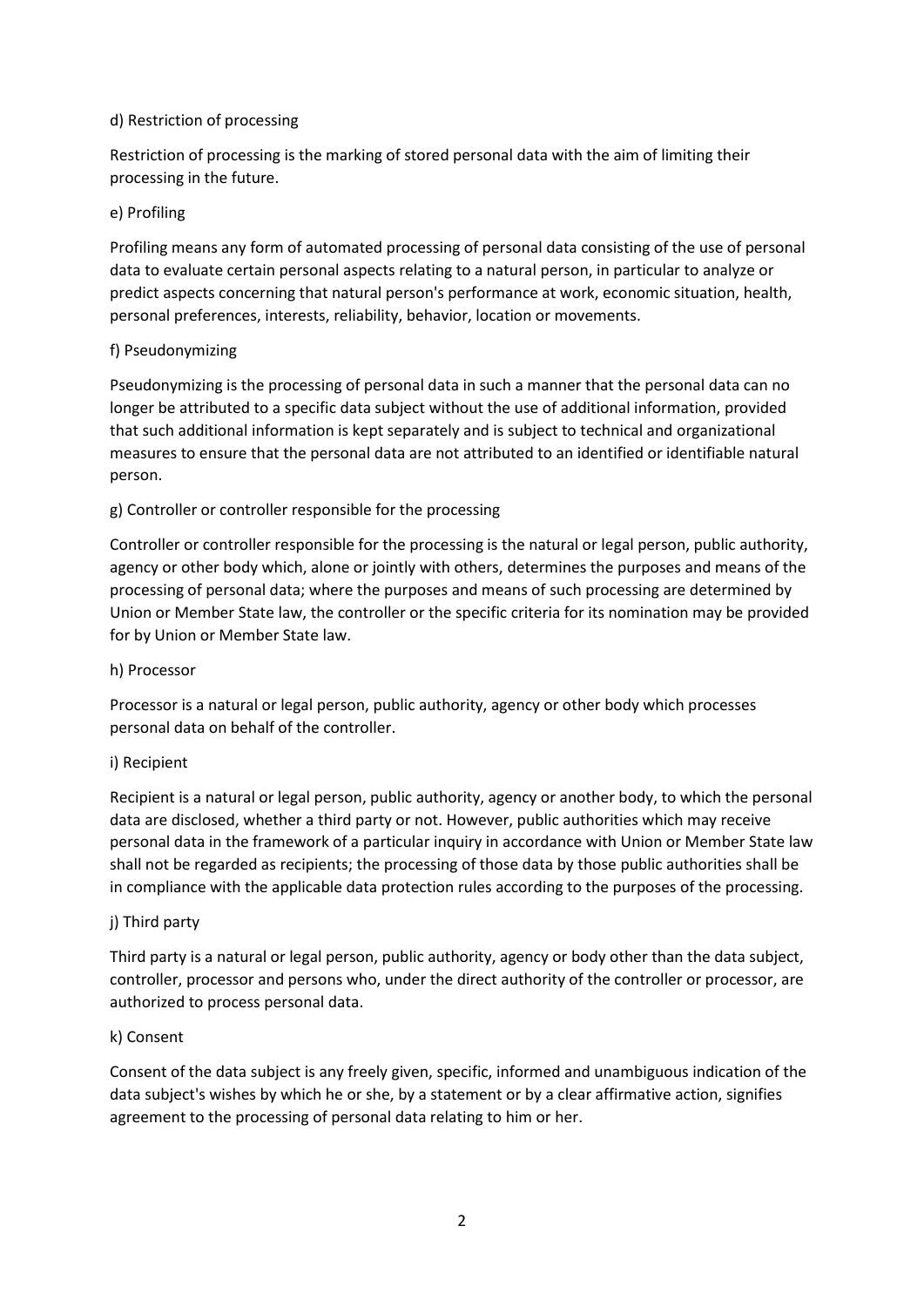#### d) Restriction of processing

Restriction of processing is the marking of stored personal data with the aim of limiting their processing in the future.

#### e) Profiling

Profiling means any form of automated processing of personal data consisting of the use of personal data to evaluate certain personal aspects relating to a natural person, in particular to analyze or predict aspects concerning that natural person's performance at work, economic situation, health, personal preferences, interests, reliability, behavior, location or movements.

#### f) Pseudonymizing

Pseudonymizing is the processing of personal data in such a manner that the personal data can no longer be attributed to a specific data subject without the use of additional information, provided that such additional information is kept separately and is subject to technical and organizational measures to ensure that the personal data are not attributed to an identified or identifiable natural person.

#### g) Controller or controller responsible for the processing

Controller or controller responsible for the processing is the natural or legal person, public authority, agency or other body which, alone or jointly with others, determines the purposes and means of the processing of personal data; where the purposes and means of such processing are determined by Union or Member State law, the controller or the specific criteria for its nomination may be provided for by Union or Member State law.

#### h) Processor

Processor is a natural or legal person, public authority, agency or other body which processes personal data on behalf of the controller.

#### i) Recipient

Recipient is a natural or legal person, public authority, agency or another body, to which the personal data are disclosed, whether a third party or not. However, public authorities which may receive personal data in the framework of a particular inquiry in accordance with Union or Member State law shall not be regarded as recipients; the processing of those data by those public authorities shall be in compliance with the applicable data protection rules according to the purposes of the processing.

#### j) Third party

Third party is a natural or legal person, public authority, agency or body other than the data subject, controller, processor and persons who, under the direct authority of the controller or processor, are authorized to process personal data.

#### k) Consent

Consent of the data subject is any freely given, specific, informed and unambiguous indication of the data subject's wishes by which he or she, by a statement or by a clear affirmative action, signifies agreement to the processing of personal data relating to him or her.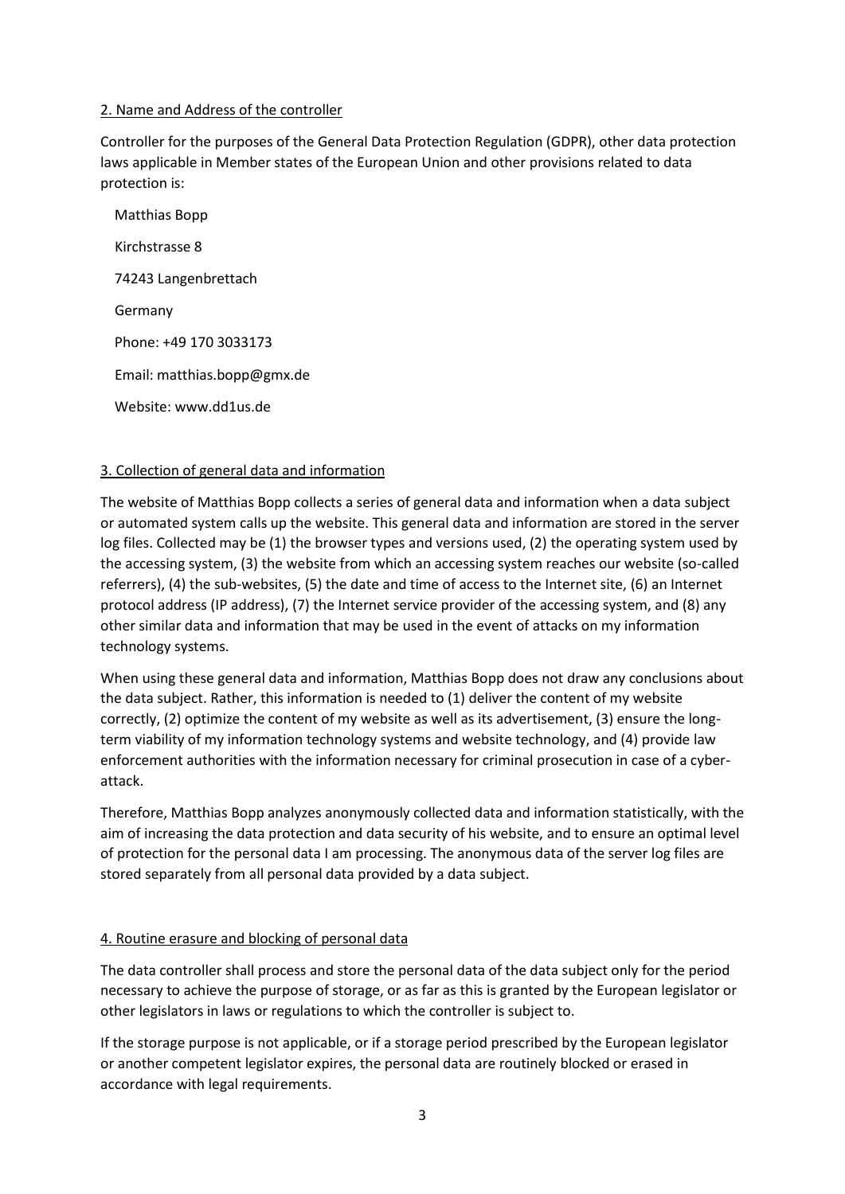## 2. Name and Address of the controller

Controller for the purposes of the General Data Protection Regulation (GDPR), other data protection laws applicable in Member states of the European Union and other provisions related to data protection is:

Matthias Bopp

Kirchstrasse 8

74243 Langenbrettach

Germany

Phone: +49 170 3033173

Email: matthias.bopp@gmx.de

Website: www.dd1us.de

## 3. Collection of general data and information

The website of Matthias Bopp collects a series of general data and information when a data subject or automated system calls up the website. This general data and information are stored in the server log files. Collected may be (1) the browser types and versions used, (2) the operating system used by the accessing system, (3) the website from which an accessing system reaches our website (so-called referrers), (4) the sub-websites, (5) the date and time of access to the Internet site, (6) an Internet protocol address (IP address), (7) the Internet service provider of the accessing system, and (8) any other similar data and information that may be used in the event of attacks on my information technology systems.

When using these general data and information, Matthias Bopp does not draw any conclusions about the data subject. Rather, this information is needed to (1) deliver the content of my website correctly, (2) optimize the content of my website as well as its advertisement, (3) ensure the long-term viability of my information technology systems and website technology, and (4) provide law enforcement authorities with the information necessary for criminal prosecution in case of a cyber-attack.

Therefore, Matthias Bopp analyzes anonymously collected data and information statistically, with the aim of increasing the data protection and data security of his website, and to ensure an optimal level of protection for the personal data I am processing. The anonymous data of the server log files are stored separately from all personal data provided by a data subject.

## 4. Routine erasure and blocking of personal data

The data controller shall process and store the personal data of the data subject only for the period necessary to achieve the purpose of storage, or as far as this is granted by the European legislator or other legislators in laws or regulations to which the controller is subject to.

If the storage purpose is not applicable, or if a storage period prescribed by the European legislator or another competent legislator expires, the personal data are routinely blocked or erased in accordance with legal requirements.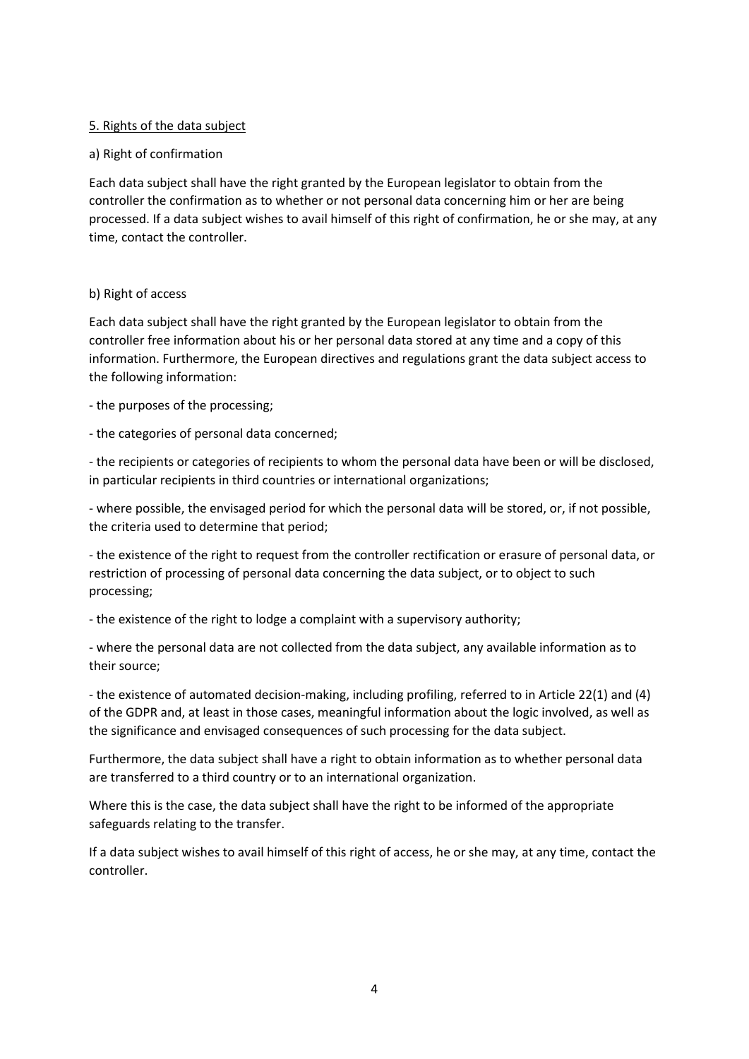## 5. Rights of the data subject

### a) Right of confirmation

Each data subject shall have the right granted by the European legislator to obtain from the controller the confirmation as to whether or not personal data concerning him or her are being processed. If a data subject wishes to avail himself of this right of confirmation, he or she may, at any time, contact the controller.

### b) Right of access

Each data subject shall have the right granted by the European legislator to obtain from the controller free information about his or her personal data stored at any time and a copy of this information. Furthermore, the European directives and regulations grant the data subject access to the following information:

- the purposes of the processing;
- the categories of personal data concerned;
- the recipients or categories of recipients to whom the personal data have been or will be disclosed, in particular recipients in third countries or international organizations;
- where possible, the envisaged period for which the personal data will be stored, or, if not possible, the criteria used to determine that period;
- the existence of the right to request from the controller rectification or erasure of personal data, or restriction of processing of personal data concerning the data subject, or to object to such processing;
- the existence of the right to lodge a complaint with a supervisory authority;
- where the personal data are not collected from the data subject, any available information as to their source;
- the existence of automated decision-making, including profiling, referred to in Article 22(1) and (4) of the GDPR and, at least in those cases, meaningful information about the logic involved, as well as the significance and envisaged consequences of such processing for the data subject.

Furthermore, the data subject shall have a right to obtain information as to whether personal data are transferred to a third country or to an international organization.

Where this is the case, the data subject shall have the right to be informed of the appropriate safeguards relating to the transfer.

If a data subject wishes to avail himself of this right of access, he or she may, at any time, contact the controller.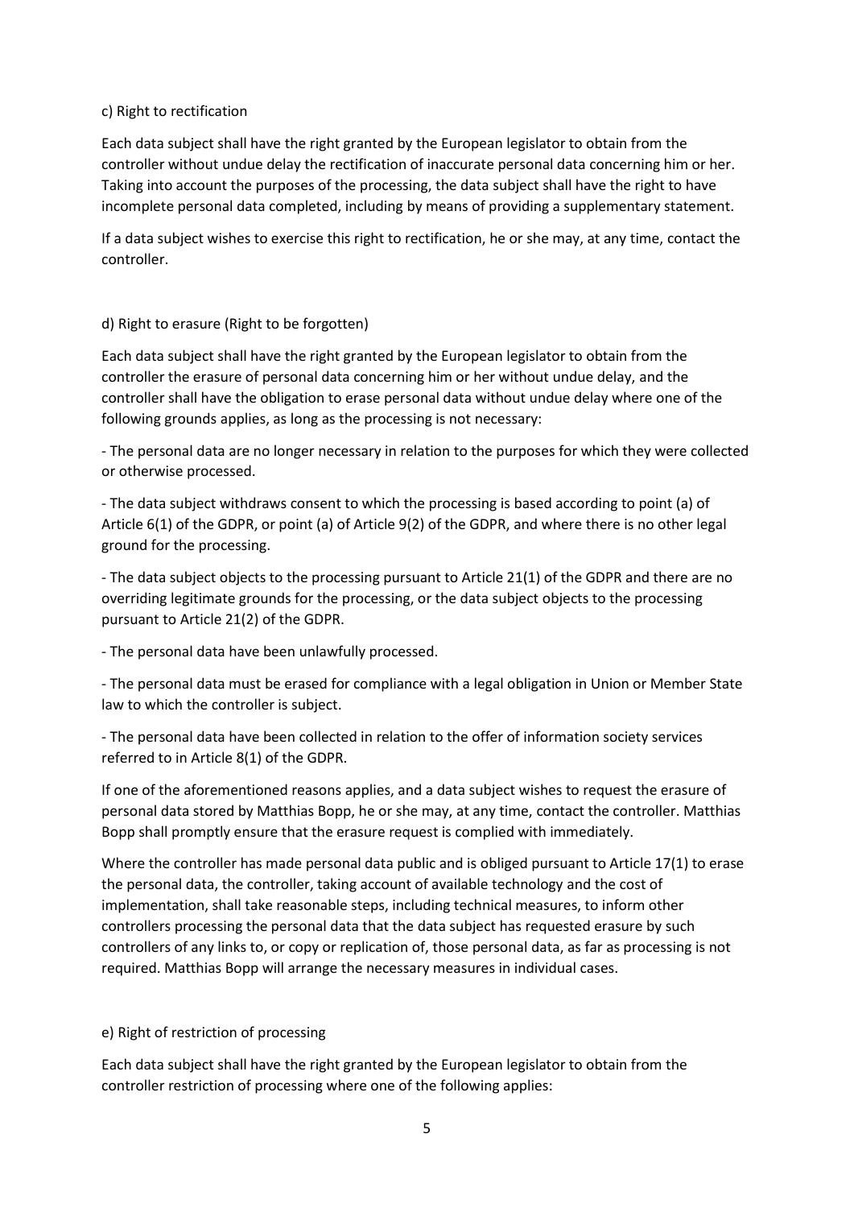### c) Right to rectification

Each data subject shall have the right granted by the European legislator to obtain from the controller without undue delay the rectification of inaccurate personal data concerning him or her. Taking into account the purposes of the processing, the data subject shall have the right to have incomplete personal data completed, including by means of providing a supplementary statement.

If a data subject wishes to exercise this right to rectification, he or she may, at any time, contact the controller.

### d) Right to erasure (Right to be forgotten)

Each data subject shall have the right granted by the European legislator to obtain from the controller the erasure of personal data concerning him or her without undue delay, and the controller shall have the obligation to erase personal data without undue delay where one of the following grounds applies, as long as the processing is not necessary:

- The personal data are no longer necessary in relation to the purposes for which they were collected or otherwise processed.
- The data subject withdraws consent to which the processing is based according to point (a) of Article 6(1) of the GDPR, or point (a) of Article 9(2) of the GDPR, and where there is no other legal ground for the processing.
- The data subject objects to the processing pursuant to Article 21(1) of the GDPR and there are no overriding legitimate grounds for the processing, or the data subject objects to the processing pursuant to Article 21(2) of the GDPR.
- The personal data have been unlawfully processed.
- The personal data must be erased for compliance with a legal obligation in Union or Member State law to which the controller is subject.
- The personal data have been collected in relation to the offer of information society services referred to in Article 8(1) of the GDPR.

If one of the aforementioned reasons applies, and a data subject wishes to request the erasure of personal data stored by Matthias Bopp, he or she may, at any time, contact the controller. Matthias Bopp shall promptly ensure that the erasure request is complied with immediately.

Where the controller has made personal data public and is obliged pursuant to Article 17(1) to erase the personal data, the controller, taking account of available technology and the cost of implementation, shall take reasonable steps, including technical measures, to inform other controllers processing the personal data that the data subject has requested erasure by such controllers of any links to, or copy or replication of, those personal data, as far as processing is not required. Matthias Bopp will arrange the necessary measures in individual cases.

### e) Right of restriction of processing

Each data subject shall have the right granted by the European legislator to obtain from the controller restriction of processing where one of the following applies: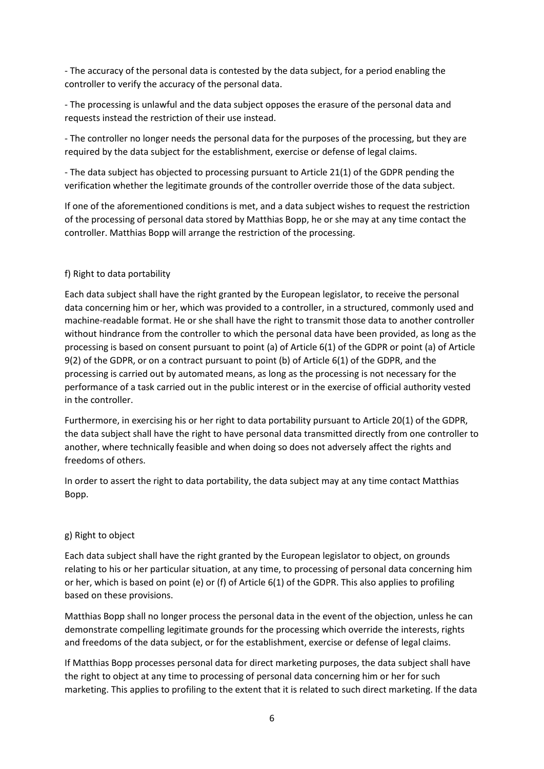- The accuracy of the personal data is contested by the data subject, for a period enabling the controller to verify the accuracy of the personal data.

- The processing is unlawful and the data subject opposes the erasure of the personal data and requests instead the restriction of their use instead.

- The controller no longer needs the personal data for the purposes of the processing, but they are required by the data subject for the establishment, exercise or defense of legal claims.

- The data subject has objected to processing pursuant to Article 21(1) of the GDPR pending the verification whether the legitimate grounds of the controller override those of the data subject.

If one of the aforementioned conditions is met, and a data subject wishes to request the restriction of the processing of personal data stored by Matthias Bopp, he or she may at any time contact the controller. Matthias Bopp will arrange the restriction of the processing.

f) Right to data portability

Each data subject shall have the right granted by the European legislator, to receive the personal data concerning him or her, which was provided to a controller, in a structured, commonly used and machine-readable format. He or she shall have the right to transmit those data to another controller without hindrance from the controller to which the personal data have been provided, as long as the processing is based on consent pursuant to point (a) of Article 6(1) of the GDPR or point (a) of Article 9(2) of the GDPR, or on a contract pursuant to point (b) of Article 6(1) of the GDPR, and the processing is carried out by automated means, as long as the processing is not necessary for the performance of a task carried out in the public interest or in the exercise of official authority vested in the controller.

Furthermore, in exercising his or her right to data portability pursuant to Article 20(1) of the GDPR, the data subject shall have the right to have personal data transmitted directly from one controller to another, where technically feasible and when doing so does not adversely affect the rights and freedoms of others.

In order to assert the right to data portability, the data subject may at any time contact Matthias Bopp.

g) Right to object

Each data subject shall have the right granted by the European legislator to object, on grounds relating to his or her particular situation, at any time, to processing of personal data concerning him or her, which is based on point (e) or (f) of Article 6(1) of the GDPR. This also applies to profiling based on these provisions.

Matthias Bopp shall no longer process the personal data in the event of the objection, unless he can demonstrate compelling legitimate grounds for the processing which override the interests, rights and freedoms of the data subject, or for the establishment, exercise or defense of legal claims.

If Matthias Bopp processes personal data for direct marketing purposes, the data subject shall have the right to object at any time to processing of personal data concerning him or her for such marketing. This applies to profiling to the extent that it is related to such direct marketing. If the data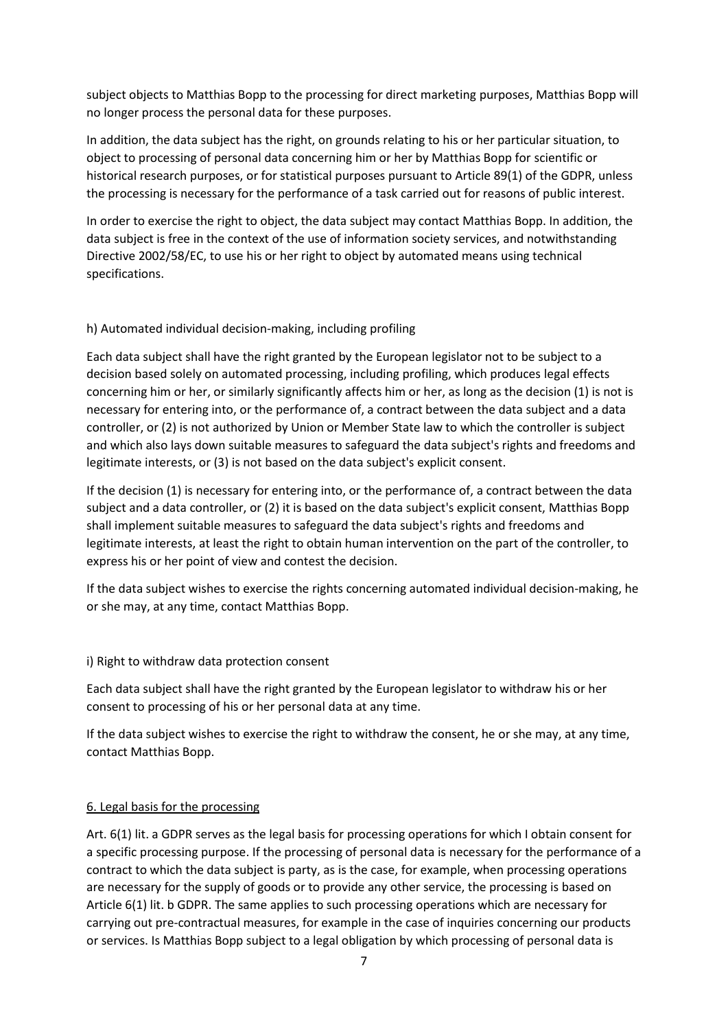subject objects to Matthias Bopp to the processing for direct marketing purposes, Matthias Bopp will no longer process the personal data for these purposes.

In addition, the data subject has the right, on grounds relating to his or her particular situation, to object to processing of personal data concerning him or her by Matthias Bopp for scientific or historical research purposes, or for statistical purposes pursuant to Article 89(1) of the GDPR, unless the processing is necessary for the performance of a task carried out for reasons of public interest.

In order to exercise the right to object, the data subject may contact Matthias Bopp. In addition, the data subject is free in the context of the use of information society services, and notwithstanding Directive 2002/58/EC, to use his or her right to object by automated means using technical specifications.

h) Automated individual decision-making, including profiling

Each data subject shall have the right granted by the European legislator not to be subject to a decision based solely on automated processing, including profiling, which produces legal effects concerning him or her, or similarly significantly affects him or her, as long as the decision (1) is not is necessary for entering into, or the performance of, a contract between the data subject and a data controller, or (2) is not authorized by Union or Member State law to which the controller is subject and which also lays down suitable measures to safeguard the data subject's rights and freedoms and legitimate interests, or (3) is not based on the data subject's explicit consent.

If the decision (1) is necessary for entering into, or the performance of, a contract between the data subject and a data controller, or (2) it is based on the data subject's explicit consent, Matthias Bopp shall implement suitable measures to safeguard the data subject's rights and freedoms and legitimate interests, at least the right to obtain human intervention on the part of the controller, to express his or her point of view and contest the decision.

If the data subject wishes to exercise the rights concerning automated individual decision-making, he or she may, at any time, contact Matthias Bopp.

i) Right to withdraw data protection consent

Each data subject shall have the right granted by the European legislator to withdraw his or her consent to processing of his or her personal data at any time.

If the data subject wishes to exercise the right to withdraw the consent, he or she may, at any time, contact Matthias Bopp.

## 6. Legal basis for the processing

Art. 6(1) lit. a GDPR serves as the legal basis for processing operations for which I obtain consent for a specific processing purpose. If the processing of personal data is necessary for the performance of a contract to which the data subject is party, as is the case, for example, when processing operations are necessary for the supply of goods or to provide any other service, the processing is based on Article 6(1) lit. b GDPR. The same applies to such processing operations which are necessary for carrying out pre-contractual measures, for example in the case of inquiries concerning our products or services. Is Matthias Bopp subject to a legal obligation by which processing of personal data is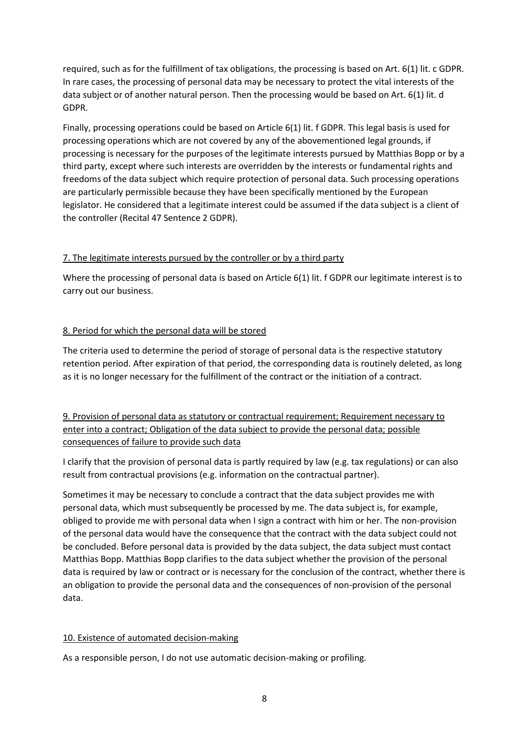required, such as for the fulfillment of tax obligations, the processing is based on Art. 6(1) lit. c GDPR. In rare cases, the processing of personal data may be necessary to protect the vital interests of the data subject or of another natural person. Then the processing would be based on Art. 6(1) lit. d GDPR.

Finally, processing operations could be based on Article 6(1) lit. f GDPR. This legal basis is used for processing operations which are not covered by any of the abovementioned legal grounds, if processing is necessary for the purposes of the legitimate interests pursued by Matthias Bopp or by a third party, except where such interests are overridden by the interests or fundamental rights and freedoms of the data subject which require protection of personal data. Such processing operations are particularly permissible because they have been specifically mentioned by the European legislator. He considered that a legitimate interest could be assumed if the data subject is a client of the controller (Recital 47 Sentence 2 GDPR).

## 7. The legitimate interests pursued by the controller or by a third party

Where the processing of personal data is based on Article 6(1) lit. f GDPR our legitimate interest is to carry out our business.

## 8. Period for which the personal data will be stored

The criteria used to determine the period of storage of personal data is the respective statutory retention period. After expiration of that period, the corresponding data is routinely deleted, as long as it is no longer necessary for the fulfillment of the contract or the initiation of a contract.

## 9. Provision of personal data as statutory or contractual requirement; Requirement necessary to enter into a contract; Obligation of the data subject to provide the personal data; possible consequences of failure to provide such data

I clarify that the provision of personal data is partly required by law (e.g. tax regulations) or can also result from contractual provisions (e.g. information on the contractual partner).

Sometimes it may be necessary to conclude a contract that the data subject provides me with personal data, which must subsequently be processed by me. The data subject is, for example, obliged to provide me with personal data when I sign a contract with him or her. The non-provision of the personal data would have the consequence that the contract with the data subject could not be concluded. Before personal data is provided by the data subject, the data subject must contact Matthias Bopp. Matthias Bopp clarifies to the data subject whether the provision of the personal data is required by law or contract or is necessary for the conclusion of the contract, whether there is an obligation to provide the personal data and the consequences of non-provision of the personal data.

## 10. Existence of automated decision-making

As a responsible person, I do not use automatic decision-making or profiling.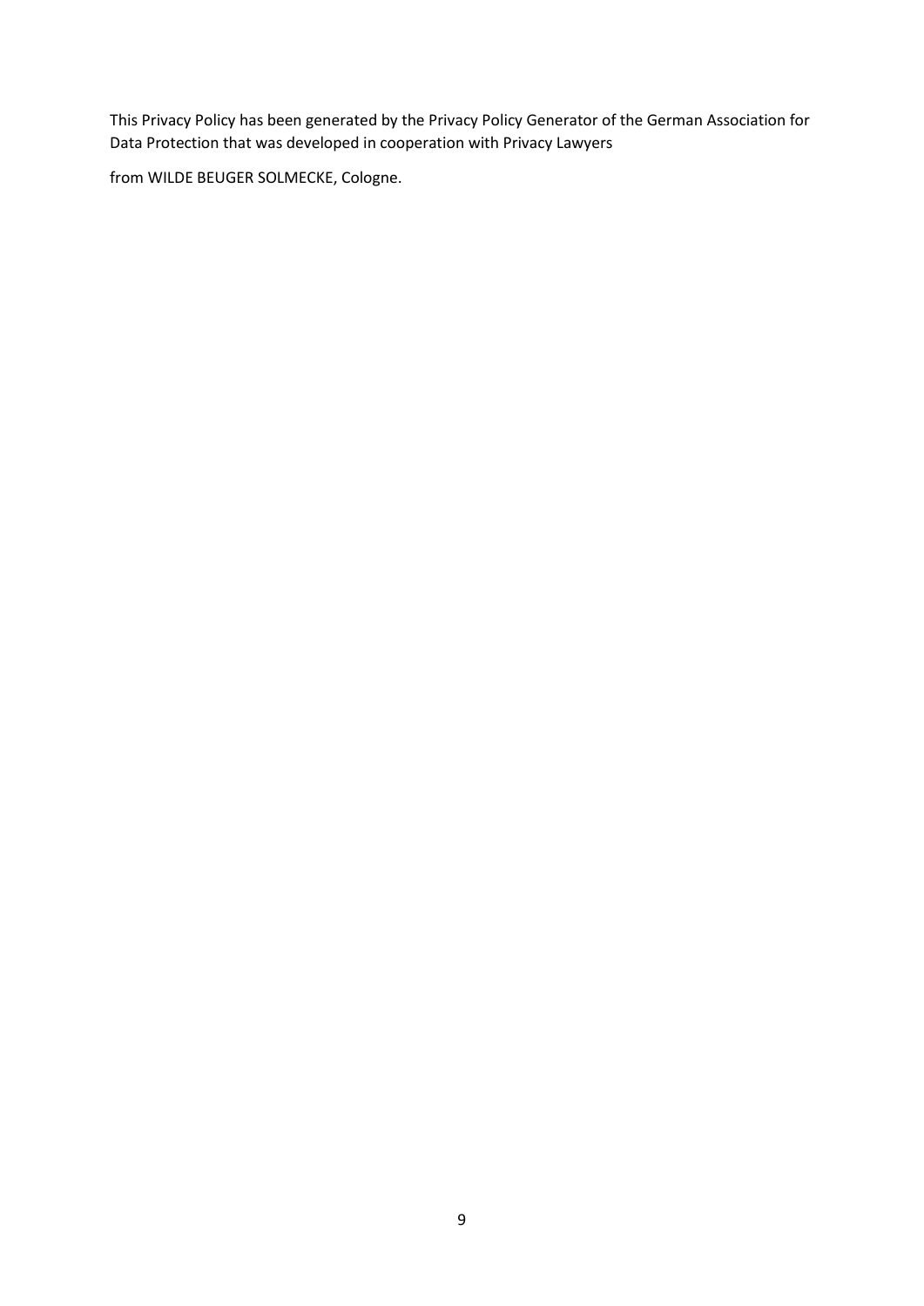This Privacy Policy has been generated by the Privacy Policy Generator of the German Association for Data Protection that was developed in cooperation with Privacy Lawyers

from WILDE BEUGER SOLMECKE, Cologne.